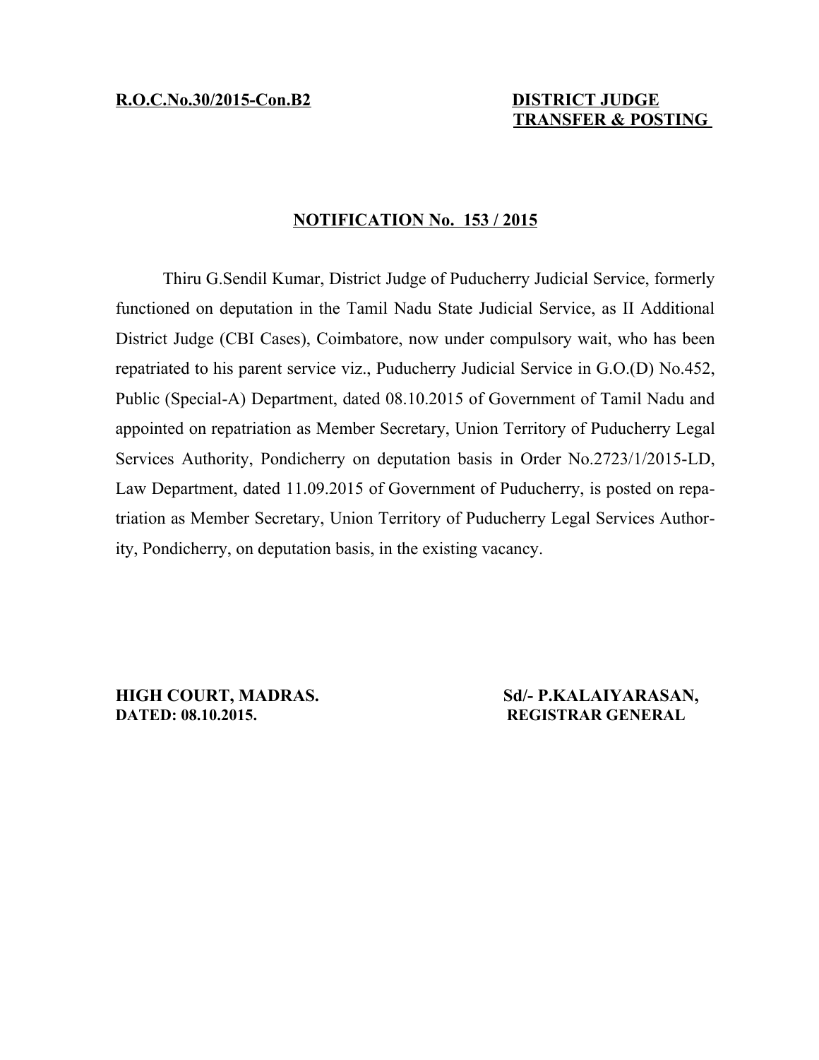**R.O.C.No.30/2015-Con.B2**

**DISTRICT JUDGE**
**TRANSFER & POSTING**

**NOTIFICATION No. 153 / 2015**

Thiru G.Sendil Kumar, District Judge of Puducherry Judicial Service, formerly functioned on deputation in the Tamil Nadu State Judicial Service, as II Additional District Judge (CBI Cases), Coimbatore, now under compulsory wait, who has been repatriated to his parent service viz., Puducherry Judicial Service in G.O.(D) No.452, Public (Special-A) Department, dated 08.10.2015 of Government of Tamil Nadu and appointed on repatriation as Member Secretary, Union Territory of Puducherry Legal Services Authority, Pondicherry on deputation basis in Order No.2723/1/2015-LD, Law Department, dated 11.09.2015 of Government of Puducherry, is posted on repatriation as Member Secretary, Union Territory of Puducherry Legal Services Authority, Pondicherry, on deputation basis, in the existing vacancy.

**HIGH COURT, MADRAS.**
**DATED: 08.10.2015.**

**Sd/- P.KALAIYARASAN,**
**REGISTRAR GENERAL**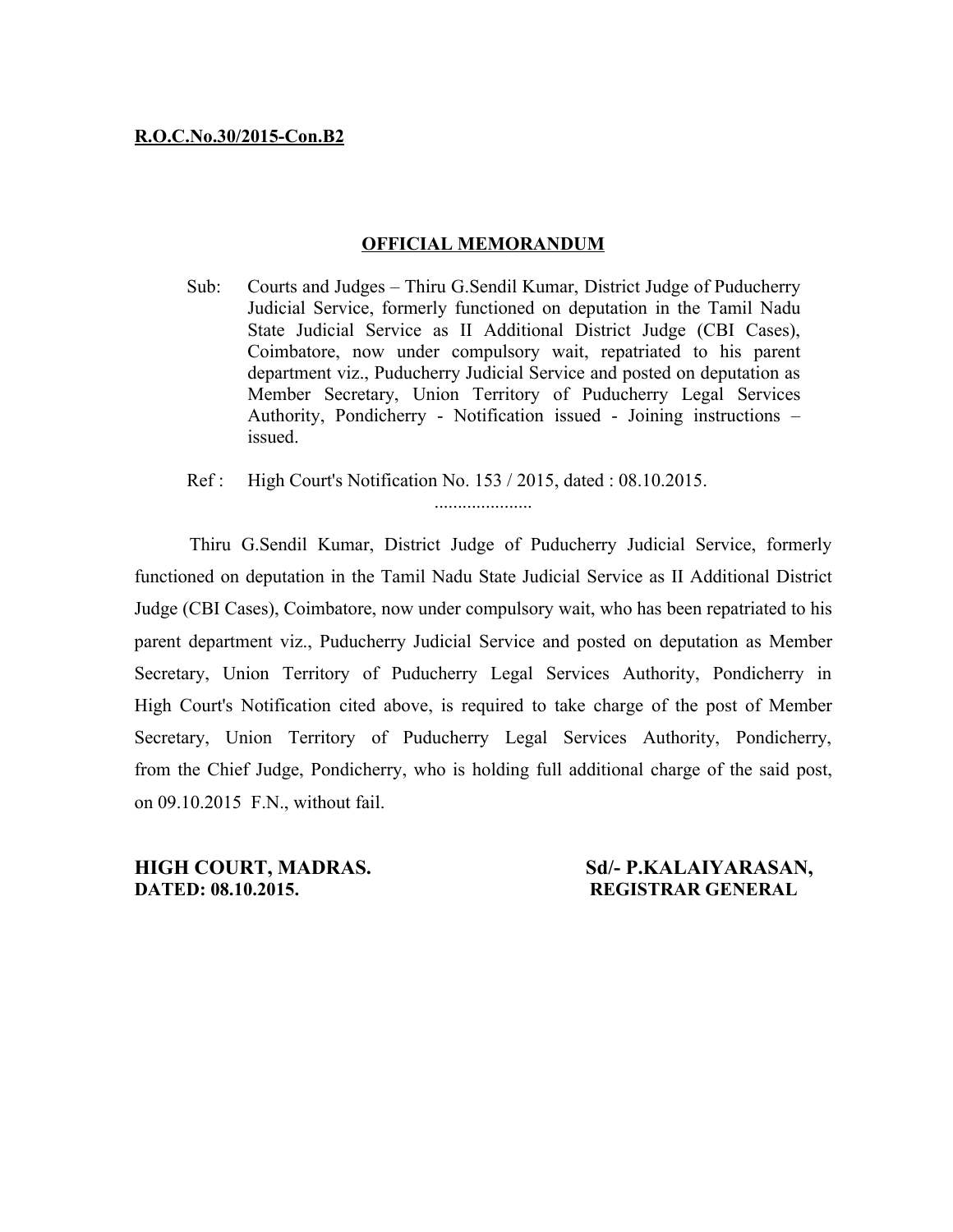**R.O.C.No.30/2015-Con.B2**

## OFFICIAL MEMORANDUM

Sub: Courts and Judges – Thiru G.Sendil Kumar, District Judge of Puducherry Judicial Service, formerly functioned on deputation in the Tamil Nadu State Judicial Service as II Additional District Judge (CBI Cases), Coimbatore, now under compulsory wait, repatriated to his parent department viz., Puducherry Judicial Service and posted on deputation as Member Secretary, Union Territory of Puducherry Legal Services Authority, Pondicherry - Notification issued - Joining instructions – issued.

Ref : High Court's Notification No. 153 / 2015, dated : 08.10.2015.

.....................

Thiru G.Sendil Kumar, District Judge of Puducherry Judicial Service, formerly functioned on deputation in the Tamil Nadu State Judicial Service as II Additional District Judge (CBI Cases), Coimbatore, now under compulsory wait, who has been repatriated to his parent department viz., Puducherry Judicial Service and posted on deputation as Member Secretary, Union Territory of Puducherry Legal Services Authority, Pondicherry in High Court's Notification cited above, is required to take charge of the post of Member Secretary, Union Territory of Puducherry Legal Services Authority, Pondicherry, from the Chief Judge, Pondicherry, who is holding full additional charge of the said post, on 09.10.2015 F.N., without fail.

**HIGH COURT, MADRAS.**
**DATED: 08.10.2015.**

**Sd/- P.KALAIYARASAN,**
**REGISTRAR GENERAL**